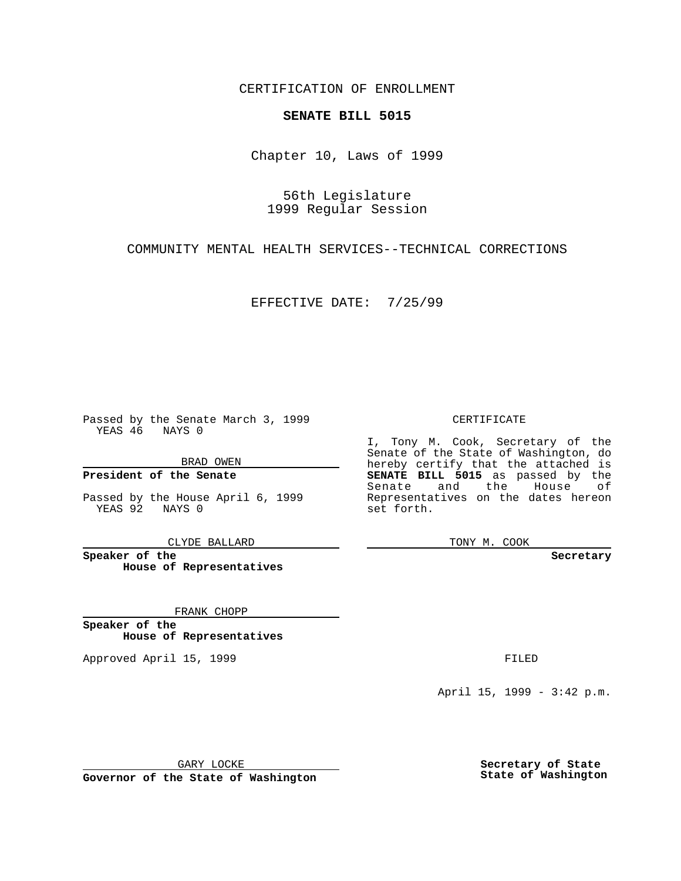CERTIFICATION OF ENROLLMENT

**SENATE BILL 5015**

Chapter 10, Laws of 1999

56th Legislature
1999 Regular Session

COMMUNITY MENTAL HEALTH SERVICES--TECHNICAL CORRECTIONS

EFFECTIVE DATE: 7/25/99

Passed by the Senate March 3, 1999
YEAS 46 NAYS 0

BRAD OWEN

**President of the Senate**

Passed by the House April 6, 1999
YEAS 92 NAYS 0

CLYDE BALLARD

**Speaker of the House of Representatives**

FRANK CHOPP

**Speaker of the House of Representatives**

Approved April 15, 1999

GARY LOCKE

**Governor of the State of Washington**

CERTIFICATE

I, Tony M. Cook, Secretary of the Senate of the State of Washington, do hereby certify that the attached is **SENATE BILL 5015** as passed by the Senate and the House of Representatives on the dates hereon set forth.

TONY M. COOK

**Secretary**

FILED

April 15, 1999 - 3:42 p.m.

**Secretary of State State of Washington**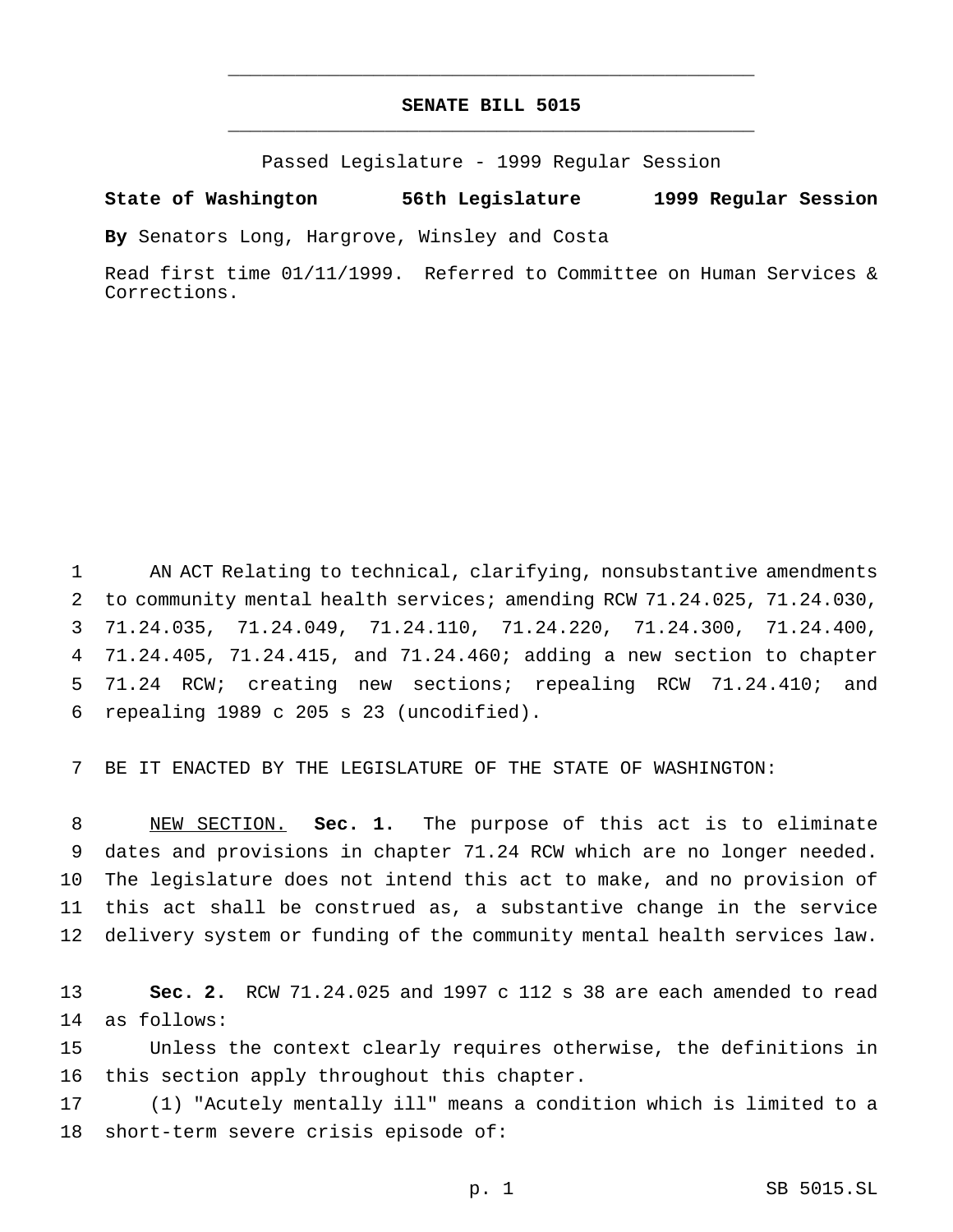# SENATE BILL 5015

Passed Legislature - 1999 Regular Session

**State of Washington 56th Legislature 1999 Regular Session**

**By** Senators Long, Hargrove, Winsley and Costa

Read first time 01/11/1999. Referred to Committee on Human Services & Corrections.

AN ACT Relating to technical, clarifying, nonsubstantive amendments to community mental health services; amending RCW 71.24.025, 71.24.030, 71.24.035, 71.24.049, 71.24.110, 71.24.220, 71.24.300, 71.24.400, 71.24.405, 71.24.415, and 71.24.460; adding a new section to chapter 71.24 RCW; creating new sections; repealing RCW 71.24.410; and repealing 1989 c 205 s 23 (uncodified).

BE IT ENACTED BY THE LEGISLATURE OF THE STATE OF WASHINGTON:

NEW SECTION. **Sec. 1.** The purpose of this act is to eliminate dates and provisions in chapter 71.24 RCW which are no longer needed. The legislature does not intend this act to make, and no provision of this act shall be construed as, a substantive change in the service delivery system or funding of the community mental health services law.

**Sec. 2.** RCW 71.24.025 and 1997 c 112 s 38 are each amended to read as follows:

Unless the context clearly requires otherwise, the definitions in this section apply throughout this chapter.

(1) "Acutely mentally ill" means a condition which is limited to a short-term severe crisis episode of: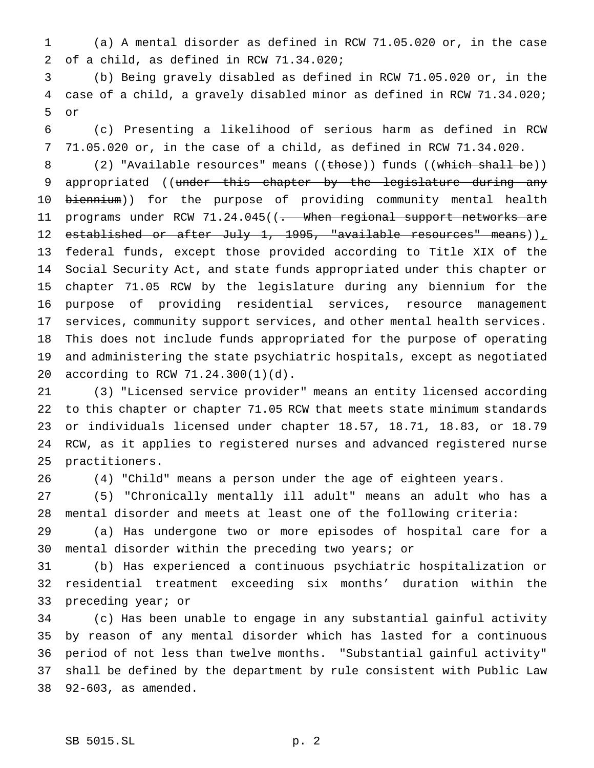(a) A mental disorder as defined in RCW 71.05.020 or, in the case of a child, as defined in RCW 71.34.020;

(b) Being gravely disabled as defined in RCW 71.05.020 or, in the case of a child, a gravely disabled minor as defined in RCW 71.34.020; or

(c) Presenting a likelihood of serious harm as defined in RCW 71.05.020 or, in the case of a child, as defined in RCW 71.34.020.

(2) "Available resources" means ((~~those~~)) funds ((~~which shall be~~)) appropriated ((~~under this chapter by the legislature during any biennium~~)) for the purpose of providing community mental health programs under RCW 71.24.045((~~. When regional support networks are established or after July 1, 1995, "available resources" means~~)), federal funds, except those provided according to Title XIX of the Social Security Act, and state funds appropriated under this chapter or chapter 71.05 RCW by the legislature during any biennium for the purpose of providing residential services, resource management services, community support services, and other mental health services. This does not include funds appropriated for the purpose of operating and administering the state psychiatric hospitals, except as negotiated according to RCW 71.24.300(1)(d).

(3) "Licensed service provider" means an entity licensed according to this chapter or chapter 71.05 RCW that meets state minimum standards or individuals licensed under chapter 18.57, 18.71, 18.83, or 18.79 RCW, as it applies to registered nurses and advanced registered nurse practitioners.

(4) "Child" means a person under the age of eighteen years.

(5) "Chronically mentally ill adult" means an adult who has a mental disorder and meets at least one of the following criteria:

(a) Has undergone two or more episodes of hospital care for a mental disorder within the preceding two years; or

(b) Has experienced a continuous psychiatric hospitalization or residential treatment exceeding six months' duration within the preceding year; or

(c) Has been unable to engage in any substantial gainful activity by reason of any mental disorder which has lasted for a continuous period of not less than twelve months. "Substantial gainful activity" shall be defined by the department by rule consistent with Public Law 92-603, as amended.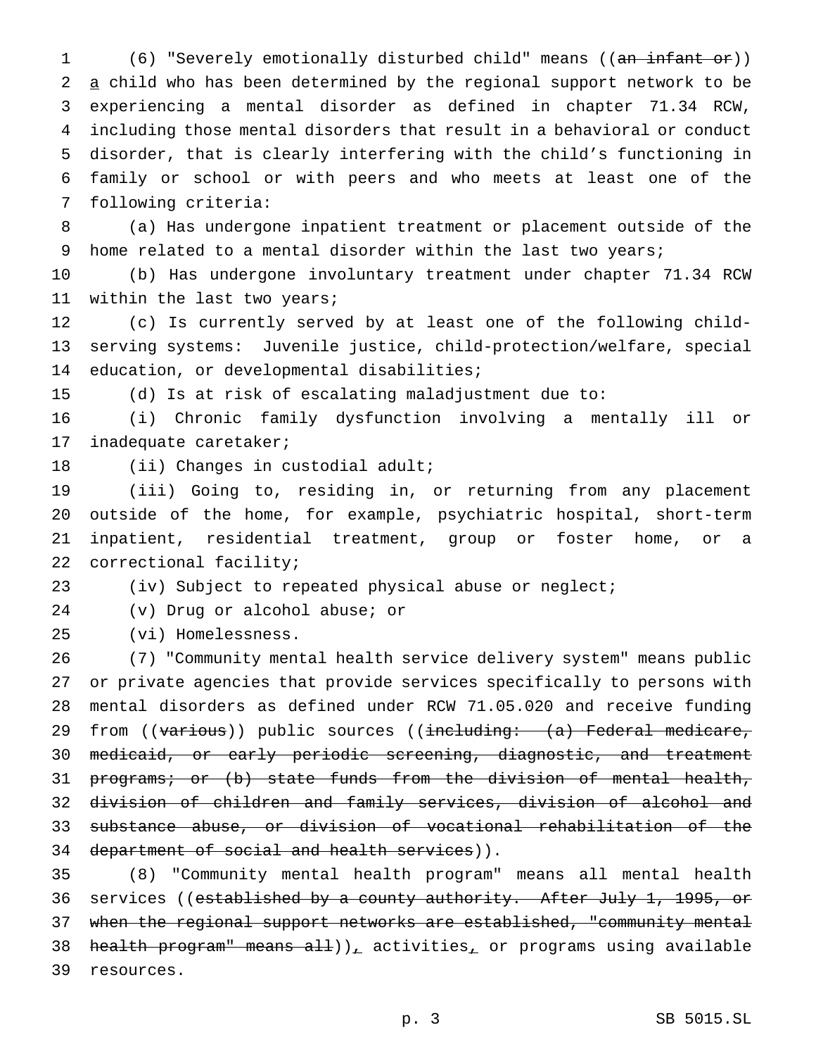(6) "Severely emotionally disturbed child" means ((~~an infant or~~)) a child who has been determined by the regional support network to be experiencing a mental disorder as defined in chapter 71.34 RCW, including those mental disorders that result in a behavioral or conduct disorder, that is clearly interfering with the child's functioning in family or school or with peers and who meets at least one of the following criteria:

(a) Has undergone inpatient treatment or placement outside of the home related to a mental disorder within the last two years;

(b) Has undergone involuntary treatment under chapter 71.34 RCW within the last two years;

(c) Is currently served by at least one of the following child-serving systems: Juvenile justice, child-protection/welfare, special education, or developmental disabilities;

(d) Is at risk of escalating maladjustment due to:

(i) Chronic family dysfunction involving a mentally ill or inadequate caretaker;

(ii) Changes in custodial adult;

(iii) Going to, residing in, or returning from any placement outside of the home, for example, psychiatric hospital, short-term inpatient, residential treatment, group or foster home, or a correctional facility;

(iv) Subject to repeated physical abuse or neglect;

(v) Drug or alcohol abuse; or

(vi) Homelessness.

(7) "Community mental health service delivery system" means public or private agencies that provide services specifically to persons with mental disorders as defined under RCW 71.05.020 and receive funding from ((~~various~~)) public sources ((~~including: (a) Federal medicare, medicaid, or early periodic screening, diagnostic, and treatment programs; or (b) state funds from the division of mental health, division of children and family services, division of alcohol and substance abuse, or division of vocational rehabilitation of the department of social and health services~~)).

(8) "Community mental health program" means all mental health services ((~~established by a county authority. After July 1, 1995, or when the regional support networks are established, "community mental health program" means all~~)), activities, or programs using available resources.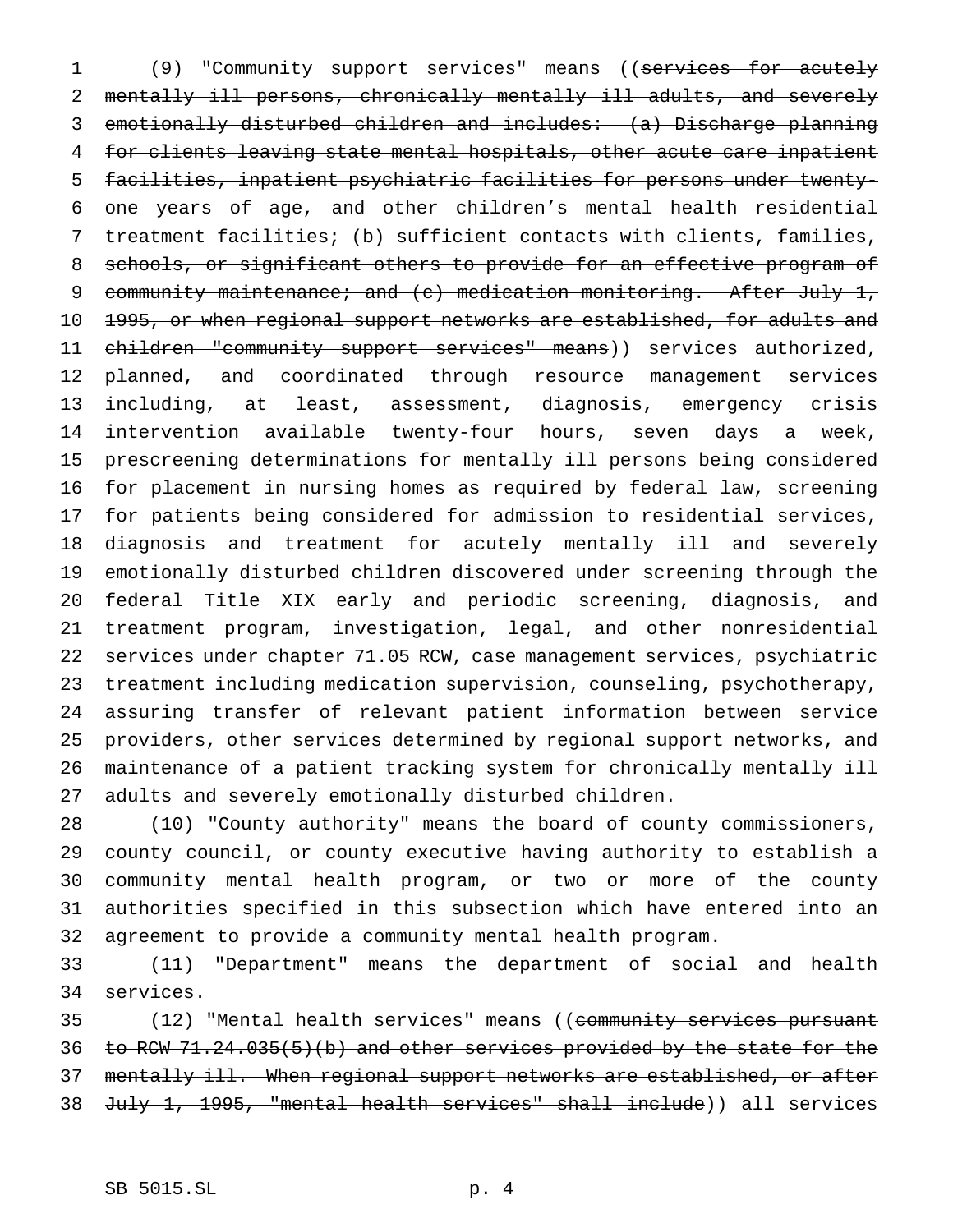(9) "Community support services" means ((~~services for acutely mentally ill persons, chronically mentally ill adults, and severely emotionally disturbed children and includes: (a) Discharge planning for clients leaving state mental hospitals, other acute care inpatient facilities, inpatient psychiatric facilities for persons under twenty-one years of age, and other children's mental health residential treatment facilities; (b) sufficient contacts with clients, families, schools, or significant others to provide for an effective program of community maintenance; and (c) medication monitoring. After July 1, 1995, or when regional support networks are established, for adults and children "community support services" means~~)) services authorized, planned, and coordinated through resource management services including, at least, assessment, diagnosis, emergency crisis intervention available twenty-four hours, seven days a week, prescreening determinations for mentally ill persons being considered for placement in nursing homes as required by federal law, screening for patients being considered for admission to residential services, diagnosis and treatment for acutely mentally ill and severely emotionally disturbed children discovered under screening through the federal Title XIX early and periodic screening, diagnosis, and treatment program, investigation, legal, and other nonresidential services under chapter 71.05 RCW, case management services, psychiatric treatment including medication supervision, counseling, psychotherapy, assuring transfer of relevant patient information between service providers, other services determined by regional support networks, and maintenance of a patient tracking system for chronically mentally ill adults and severely emotionally disturbed children.

(10) "County authority" means the board of county commissioners, county council, or county executive having authority to establish a community mental health program, or two or more of the county authorities specified in this subsection which have entered into an agreement to provide a community mental health program.

(11) "Department" means the department of social and health services.

(12) "Mental health services" means ((~~community services pursuant to RCW 71.24.035(5)(b) and other services provided by the state for the mentally ill. When regional support networks are established, or after July 1, 1995, "mental health services" shall include~~)) all services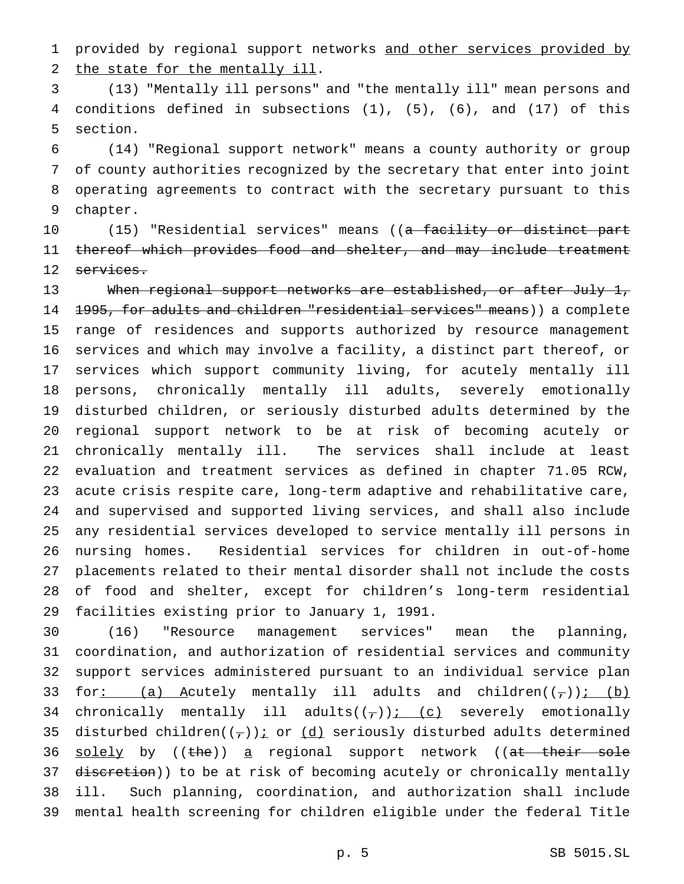provided by regional support networks and other services provided by the state for the mentally ill.

(13) "Mentally ill persons" and "the mentally ill" mean persons and conditions defined in subsections (1), (5), (6), and (17) of this section.

(14) "Regional support network" means a county authority or group of county authorities recognized by the secretary that enter into joint operating agreements to contract with the secretary pursuant to this chapter.

(15) "Residential services" means ((~~a facility or distinct part thereof which provides food and shelter, and may include treatment services.~~

~~When regional support networks are established, or after July 1, 1995, for adults and children "residential services" means~~)) a complete range of residences and supports authorized by resource management services and which may involve a facility, a distinct part thereof, or services which support community living, for acutely mentally ill persons, chronically mentally ill adults, severely emotionally disturbed children, or seriously disturbed adults determined by the regional support network to be at risk of becoming acutely or chronically mentally ill. The services shall include at least evaluation and treatment services as defined in chapter 71.05 RCW, acute crisis respite care, long-term adaptive and rehabilitative care, and supervised and supported living services, and shall also include any residential services developed to service mentally ill persons in nursing homes. Residential services for children in out-of-home placements related to their mental disorder shall not include the costs of food and shelter, except for children's long-term residential facilities existing prior to January 1, 1991.

(16) "Resource management services" mean the planning, coordination, and authorization of residential services and community support services administered pursuant to an individual service plan for: (a) Acutely mentally ill adults and children((~~,~~)); (b) chronically mentally ill adults((~~,~~)); (c) severely emotionally disturbed children((~~,~~)); or (d) seriously disturbed adults determined solely by ((~~the~~)) a regional support network ((~~at their sole discretion~~)) to be at risk of becoming acutely or chronically mentally ill. Such planning, coordination, and authorization shall include mental health screening for children eligible under the federal Title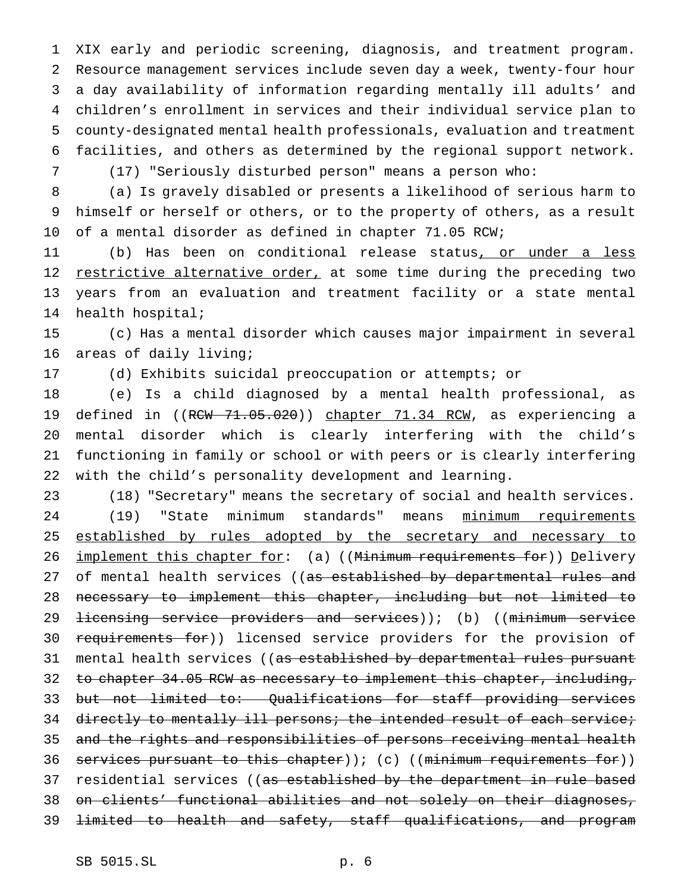XIX early and periodic screening, diagnosis, and treatment program. Resource management services include seven day a week, twenty-four hour a day availability of information regarding mentally ill adults' and children's enrollment in services and their individual service plan to county-designated mental health professionals, evaluation and treatment facilities, and others as determined by the regional support network.

(17) "Seriously disturbed person" means a person who:

(a) Is gravely disabled or presents a likelihood of serious harm to himself or herself or others, or to the property of others, as a result of a mental disorder as defined in chapter 71.05 RCW;

(b) Has been on conditional release status, or under a less restrictive alternative order, at some time during the preceding two years from an evaluation and treatment facility or a state mental health hospital;

(c) Has a mental disorder which causes major impairment in several areas of daily living;

(d) Exhibits suicidal preoccupation or attempts; or

(e) Is a child diagnosed by a mental health professional, as defined in ((~~RCW 71.05.020~~)) chapter 71.34 RCW, as experiencing a mental disorder which is clearly interfering with the child's functioning in family or school or with peers or is clearly interfering with the child's personality development and learning.

(18) "Secretary" means the secretary of social and health services.

(19) "State minimum standards" means minimum requirements established by rules adopted by the secretary and necessary to implement this chapter for: (a) ((~~Minimum requirements for~~)) Delivery of mental health services ((~~as established by departmental rules and necessary to implement this chapter, including but not limited to licensing service providers and services~~)); (b) ((~~minimum service requirements for~~)) licensed service providers for the provision of mental health services ((~~as established by departmental rules pursuant to chapter 34.05 RCW as necessary to implement this chapter, including, but not limited to: Qualifications for staff providing services directly to mentally ill persons; the intended result of each service; and the rights and responsibilities of persons receiving mental health services pursuant to this chapter~~)); (c) ((~~minimum requirements for~~)) residential services ((~~as established by the department in rule based on clients' functional abilities and not solely on their diagnoses, limited to health and safety, staff qualifications, and program~~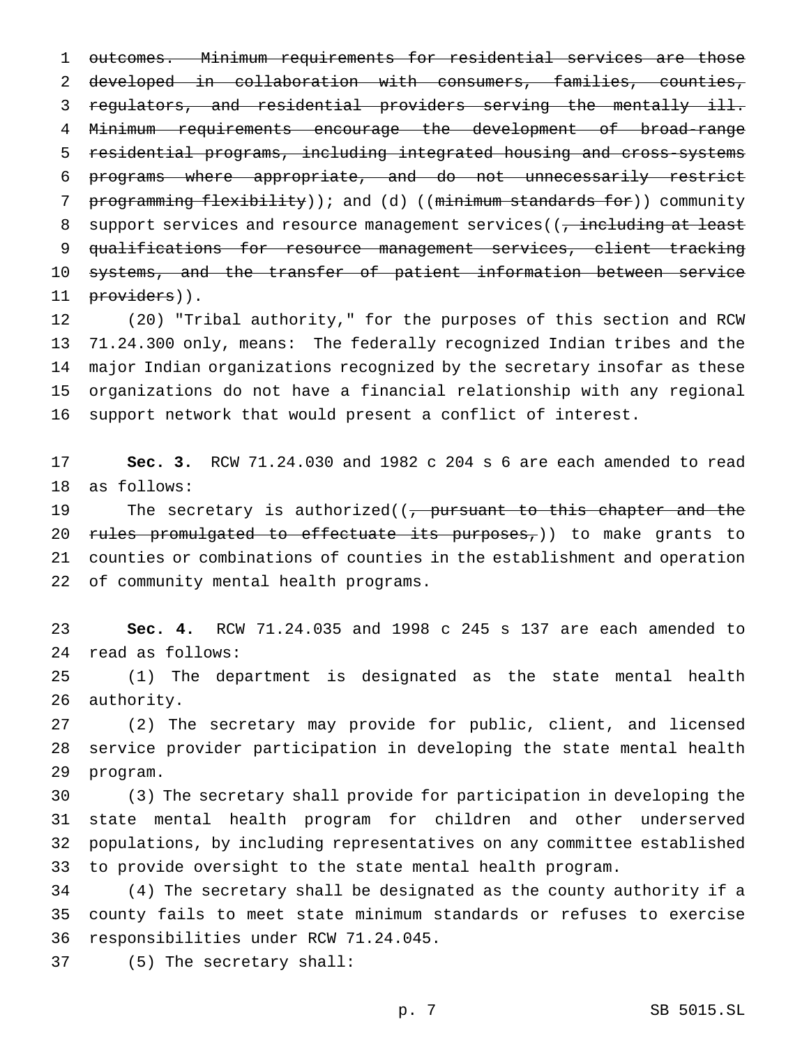outcomes. Minimum requirements for residential services are those developed in collaboration with consumers, families, counties, regulators, and residential providers serving the mentally ill. Minimum requirements encourage the development of broad-range residential programs, including integrated housing and cross-systems programs where appropriate, and do not unnecessarily restrict programming flexibility)); and (d) ((minimum standards for)) community support services and resource management services((, including at least qualifications for resource management services, client tracking systems, and the transfer of patient information between service providers)).

(20) "Tribal authority," for the purposes of this section and RCW 71.24.300 only, means: The federally recognized Indian tribes and the major Indian organizations recognized by the secretary insofar as these organizations do not have a financial relationship with any regional support network that would present a conflict of interest.

**Sec. 3.** RCW 71.24.030 and 1982 c 204 s 6 are each amended to read as follows:

The secretary is authorized((, pursuant to this chapter and the rules promulgated to effectuate its purposes,)) to make grants to counties or combinations of counties in the establishment and operation of community mental health programs.

**Sec. 4.** RCW 71.24.035 and 1998 c 245 s 137 are each amended to read as follows:

(1) The department is designated as the state mental health authority.

(2) The secretary may provide for public, client, and licensed service provider participation in developing the state mental health program.

(3) The secretary shall provide for participation in developing the state mental health program for children and other underserved populations, by including representatives on any committee established to provide oversight to the state mental health program.

(4) The secretary shall be designated as the county authority if a county fails to meet state minimum standards or refuses to exercise responsibilities under RCW 71.24.045.

(5) The secretary shall: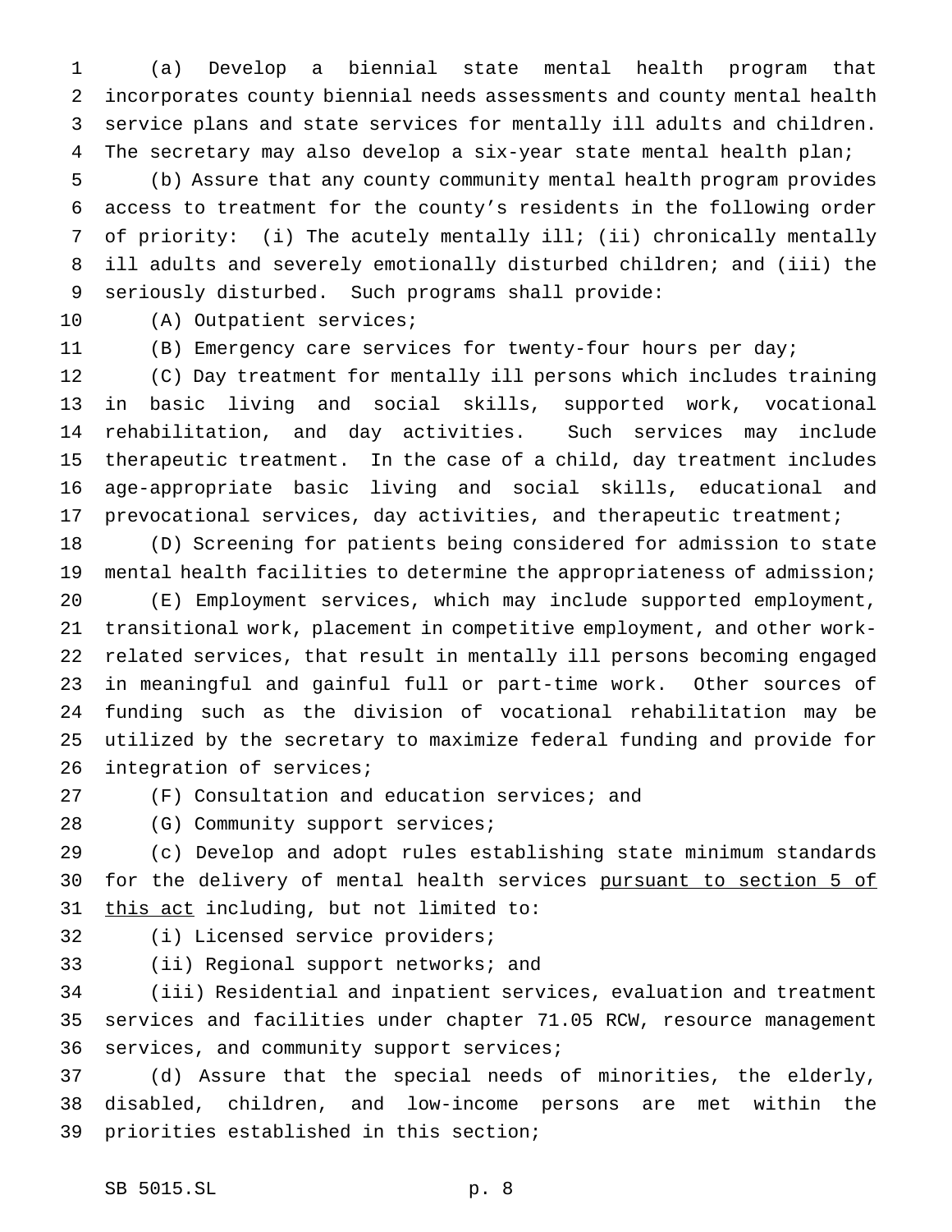(a) Develop a biennial state mental health program that incorporates county biennial needs assessments and county mental health service plans and state services for mentally ill adults and children. The secretary may also develop a six-year state mental health plan;

(b) Assure that any county community mental health program provides access to treatment for the county's residents in the following order of priority: (i) The acutely mentally ill; (ii) chronically mentally ill adults and severely emotionally disturbed children; and (iii) the seriously disturbed. Such programs shall provide:

(A) Outpatient services;

(B) Emergency care services for twenty-four hours per day;

(C) Day treatment for mentally ill persons which includes training in basic living and social skills, supported work, vocational rehabilitation, and day activities. Such services may include therapeutic treatment. In the case of a child, day treatment includes age-appropriate basic living and social skills, educational and prevocational services, day activities, and therapeutic treatment;

(D) Screening for patients being considered for admission to state mental health facilities to determine the appropriateness of admission;

(E) Employment services, which may include supported employment, transitional work, placement in competitive employment, and other work-related services, that result in mentally ill persons becoming engaged in meaningful and gainful full or part-time work. Other sources of funding such as the division of vocational rehabilitation may be utilized by the secretary to maximize federal funding and provide for integration of services;

(F) Consultation and education services; and

(G) Community support services;

(c) Develop and adopt rules establishing state minimum standards for the delivery of mental health services <u>pursuant to section 5 of this act</u> including, but not limited to:

(i) Licensed service providers;

(ii) Regional support networks; and

(iii) Residential and inpatient services, evaluation and treatment services and facilities under chapter 71.05 RCW, resource management services, and community support services;

(d) Assure that the special needs of minorities, the elderly, disabled, children, and low-income persons are met within the priorities established in this section;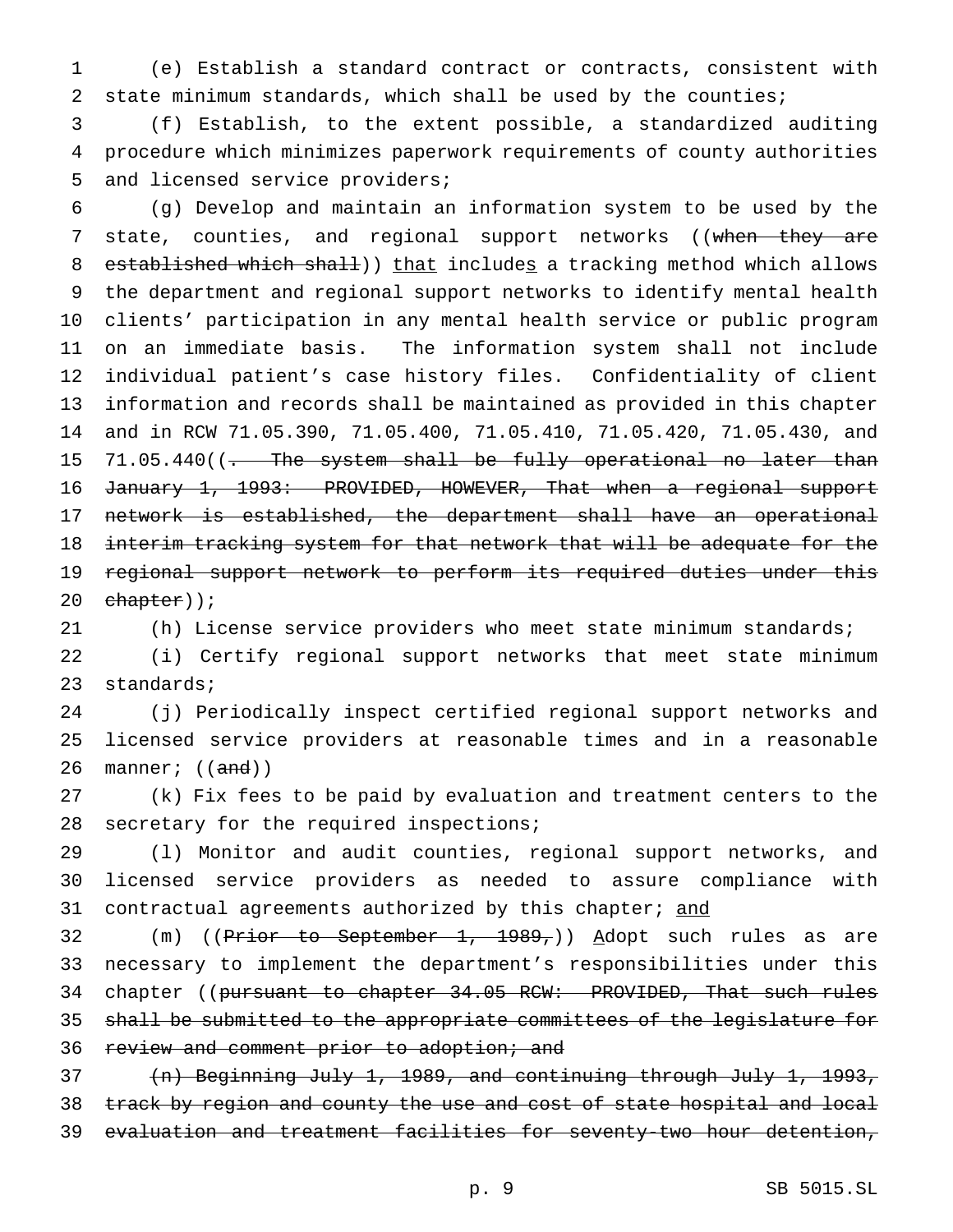(e) Establish a standard contract or contracts, consistent with state minimum standards, which shall be used by the counties;

(f) Establish, to the extent possible, a standardized auditing procedure which minimizes paperwork requirements of county authorities and licensed service providers;

(g) Develop and maintain an information system to be used by the state, counties, and regional support networks ((~~when they are established which shall~~)) <u>that</u> include<u>s</u> a tracking method which allows the department and regional support networks to identify mental health clients' participation in any mental health service or public program on an immediate basis. The information system shall not include individual patient's case history files. Confidentiality of client information and records shall be maintained as provided in this chapter and in RCW 71.05.390, 71.05.400, 71.05.410, 71.05.420, 71.05.430, and 71.05.440((~~. The system shall be fully operational no later than January 1, 1993: PROVIDED, HOWEVER, That when a regional support network is established, the department shall have an operational interim tracking system for that network that will be adequate for the regional support network to perform its required duties under this chapter~~));

(h) License service providers who meet state minimum standards;

(i) Certify regional support networks that meet state minimum standards;

(j) Periodically inspect certified regional support networks and licensed service providers at reasonable times and in a reasonable manner; ((~~and~~))

(k) Fix fees to be paid by evaluation and treatment centers to the secretary for the required inspections;

(l) Monitor and audit counties, regional support networks, and licensed service providers as needed to assure compliance with contractual agreements authorized by this chapter; <u>and</u>

(m) ((~~Prior to September 1, 1989,~~)) <u>A</u>dopt such rules as are necessary to implement the department's responsibilities under this chapter ((~~pursuant to chapter 34.05 RCW: PROVIDED, That such rules shall be submitted to the appropriate committees of the legislature for review and comment prior to adoption; and~~

~~(n) Beginning July 1, 1989, and continuing through July 1, 1993, track by region and county the use and cost of state hospital and local evaluation and treatment facilities for seventy-two hour detention,~~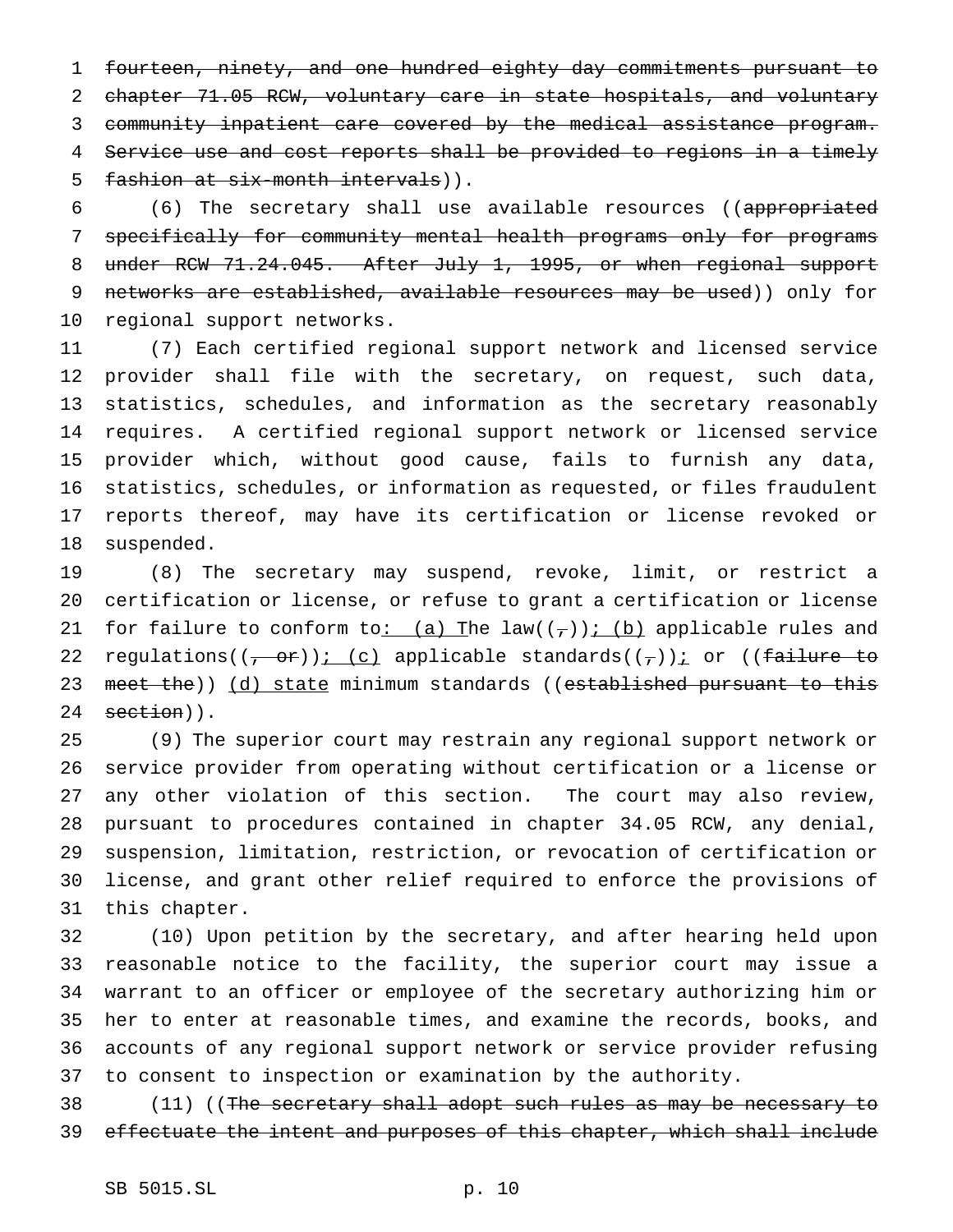~~fourteen, ninety, and one hundred eighty day commitments pursuant to chapter 71.05 RCW, voluntary care in state hospitals, and voluntary community inpatient care covered by the medical assistance program. Service use and cost reports shall be provided to regions in a timely fashion at six-month intervals~~)).

(6) The secretary shall use available resources ((~~appropriated specifically for community mental health programs only for programs under RCW 71.24.045. After July 1, 1995, or when regional support networks are established, available resources may be used~~)) only for regional support networks.

(7) Each certified regional support network and licensed service provider shall file with the secretary, on request, such data, statistics, schedules, and information as the secretary reasonably requires. A certified regional support network or licensed service provider which, without good cause, fails to furnish any data, statistics, schedules, or information as requested, or files fraudulent reports thereof, may have its certification or license revoked or suspended.

(8) The secretary may suspend, revoke, limit, or restrict a certification or license, or refuse to grant a certification or license for failure to conform to<u>: (a) T</u>he law((~~,~~))<u>; (b)</u> applicable rules and regulations((~~, or~~))<u>; (c)</u> applicable standards((~~,~~))<u>;</u> or ((~~failure to meet the~~)) <u>(d) state</u> minimum standards ((~~established pursuant to this section~~)).

(9) The superior court may restrain any regional support network or service provider from operating without certification or a license or any other violation of this section. The court may also review, pursuant to procedures contained in chapter 34.05 RCW, any denial, suspension, limitation, restriction, or revocation of certification or license, and grant other relief required to enforce the provisions of this chapter.

(10) Upon petition by the secretary, and after hearing held upon reasonable notice to the facility, the superior court may issue a warrant to an officer or employee of the secretary authorizing him or her to enter at reasonable times, and examine the records, books, and accounts of any regional support network or service provider refusing to consent to inspection or examination by the authority.

(11) ((~~The secretary shall adopt such rules as may be necessary to effectuate the intent and purposes of this chapter, which shall include~~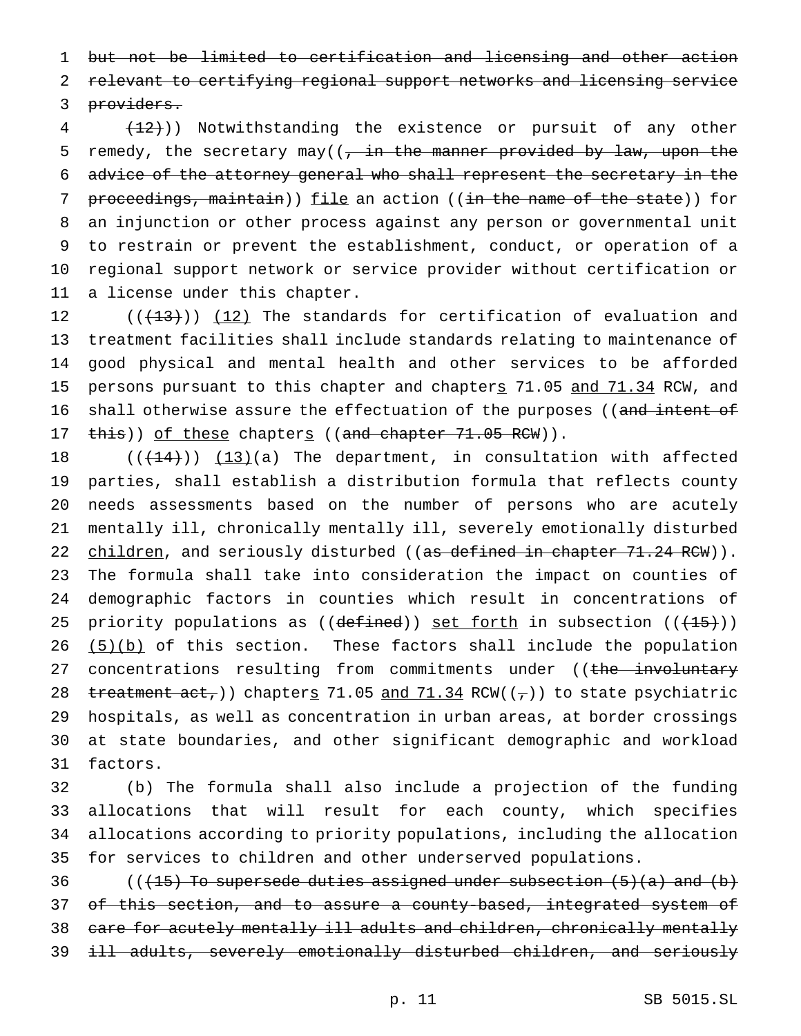but not be limited to certification and licensing and other action relevant to certifying regional support networks and licensing service providers.

(12))) Notwithstanding the existence or pursuit of any other remedy, the secretary may((, in the manner provided by law, upon the advice of the attorney general who shall represent the secretary in the proceedings, maintain)) file an action ((in the name of the state)) for an injunction or other process against any person or governmental unit to restrain or prevent the establishment, conduct, or operation of a regional support network or service provider without certification or a license under this chapter.

(((13))) (12) The standards for certification of evaluation and treatment facilities shall include standards relating to maintenance of good physical and mental health and other services to be afforded persons pursuant to this chapter and chapters 71.05 and 71.34 RCW, and shall otherwise assure the effectuation of the purposes ((and intent of this)) of these chapters ((and chapter 71.05 RCW)).

(((14))) (13)(a) The department, in consultation with affected parties, shall establish a distribution formula that reflects county needs assessments based on the number of persons who are acutely mentally ill, chronically mentally ill, severely emotionally disturbed children, and seriously disturbed ((as defined in chapter 71.24 RCW)). The formula shall take into consideration the impact on counties of demographic factors in counties which result in concentrations of priority populations as ((defined)) set forth in subsection (((15))) (5)(b) of this section. These factors shall include the population concentrations resulting from commitments under ((the involuntary treatment act,)) chapters 71.05 and 71.34 RCW((,)) to state psychiatric hospitals, as well as concentration in urban areas, at border crossings at state boundaries, and other significant demographic and workload factors.

(b) The formula shall also include a projection of the funding allocations that will result for each county, which specifies allocations according to priority populations, including the allocation for services to children and other underserved populations.

(((15) To supersede duties assigned under subsection (5)(a) and (b) of this section, and to assure a county-based, integrated system of care for acutely mentally ill adults and children, chronically mentally ill adults, severely emotionally disturbed children, and seriously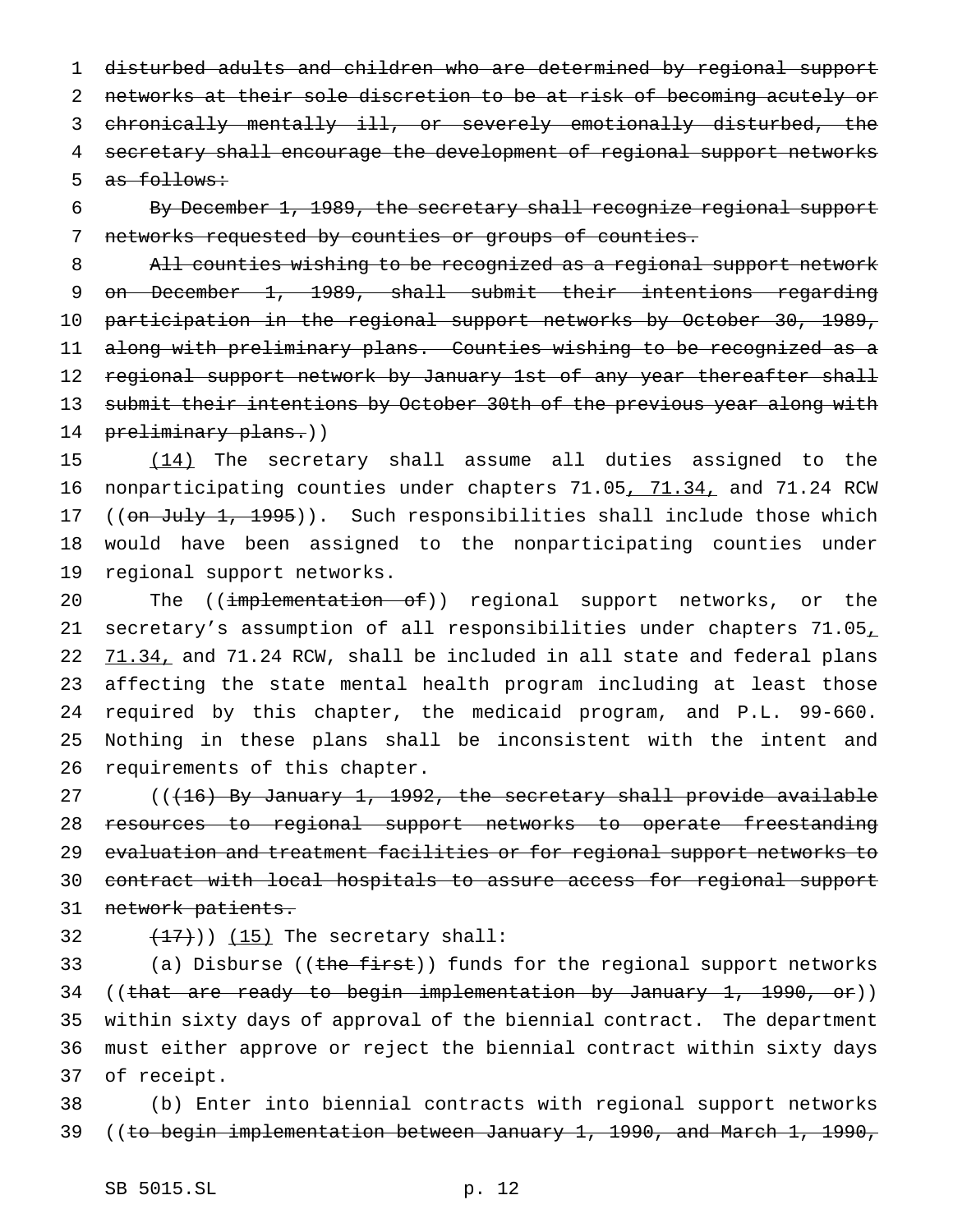disturbed adults and children who are determined by regional support networks at their sole discretion to be at risk of becoming acutely or chronically mentally ill, or severely emotionally disturbed, the secretary shall encourage the development of regional support networks as follows:

By December 1, 1989, the secretary shall recognize regional support networks requested by counties or groups of counties.

All counties wishing to be recognized as a regional support network on December 1, 1989, shall submit their intentions regarding participation in the regional support networks by October 30, 1989, along with preliminary plans. Counties wishing to be recognized as a regional support network by January 1st of any year thereafter shall submit their intentions by October 30th of the previous year along with preliminary plans.))

(14) The secretary shall assume all duties assigned to the nonparticipating counties under chapters 71.05, 71.34, and 71.24 RCW ((on July 1, 1995)). Such responsibilities shall include those which would have been assigned to the nonparticipating counties under regional support networks.

The ((implementation of)) regional support networks, or the secretary's assumption of all responsibilities under chapters 71.05, 71.34, and 71.24 RCW, shall be included in all state and federal plans affecting the state mental health program including at least those required by this chapter, the medicaid program, and P.L. 99-660. Nothing in these plans shall be inconsistent with the intent and requirements of this chapter.

(((16) By January 1, 1992, the secretary shall provide available resources to regional support networks to operate freestanding evaluation and treatment facilities or for regional support networks to contract with local hospitals to assure access for regional support network patients.

(17))) (15) The secretary shall:

(a) Disburse ((the first)) funds for the regional support networks ((that are ready to begin implementation by January 1, 1990, or)) within sixty days of approval of the biennial contract. The department must either approve or reject the biennial contract within sixty days of receipt.

(b) Enter into biennial contracts with regional support networks ((to begin implementation between January 1, 1990, and March 1, 1990,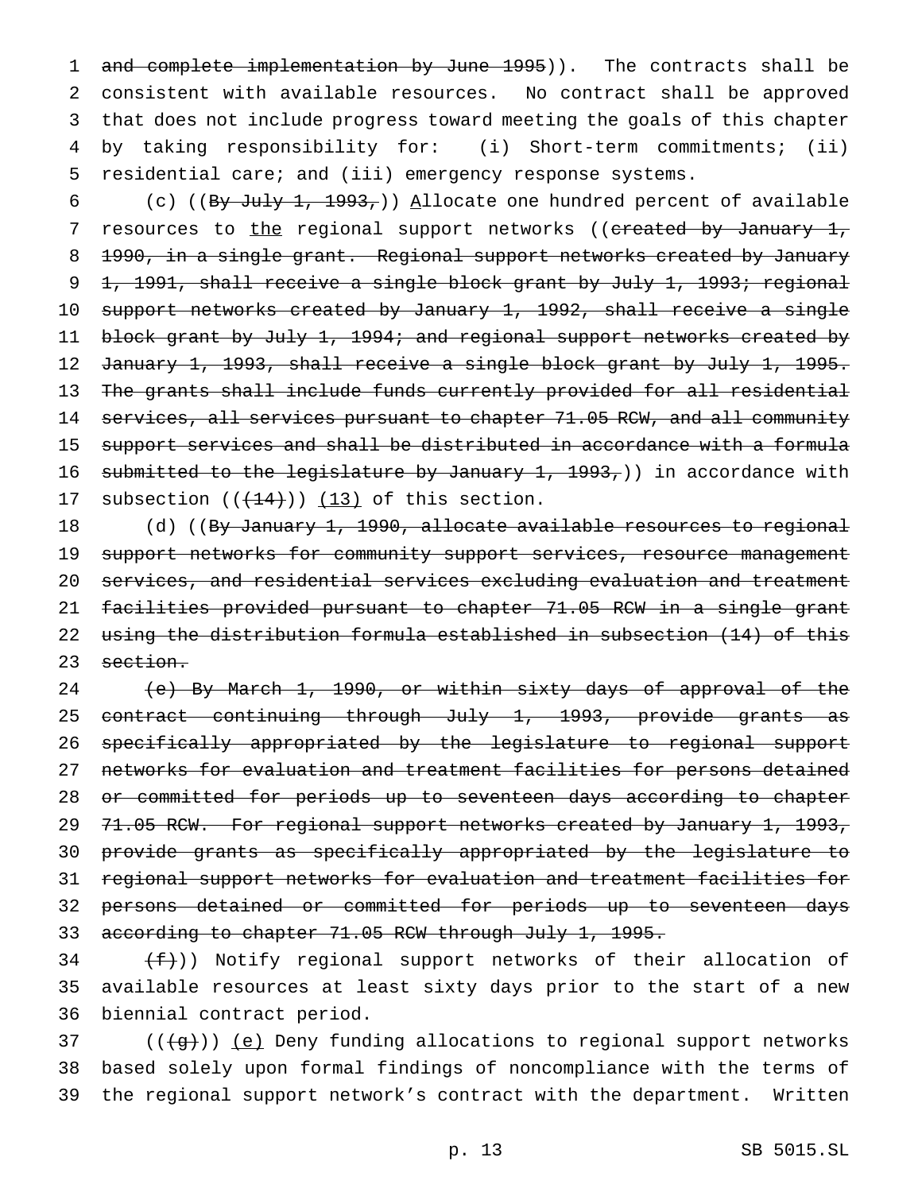and complete implementation by June 1995)). The contracts shall be consistent with available resources. No contract shall be approved that does not include progress toward meeting the goals of this chapter by taking responsibility for: (i) Short-term commitments; (ii) residential care; and (iii) emergency response systems.

(c) ((By July 1, 1993,)) Allocate one hundred percent of available resources to the regional support networks ((created by January 1, 1990, in a single grant. Regional support networks created by January 1, 1991, shall receive a single block grant by July 1, 1993; regional support networks created by January 1, 1992, shall receive a single block grant by July 1, 1994; and regional support networks created by January 1, 1993, shall receive a single block grant by July 1, 1995. The grants shall include funds currently provided for all residential services, all services pursuant to chapter 71.05 RCW, and all community support services and shall be distributed in accordance with a formula submitted to the legislature by January 1, 1993,)) in accordance with subsection (((14))) (13) of this section.

(d) ((By January 1, 1990, allocate available resources to regional support networks for community support services, resource management services, and residential services excluding evaluation and treatment facilities provided pursuant to chapter 71.05 RCW in a single grant using the distribution formula established in subsection (14) of this section.

(e) By March 1, 1990, or within sixty days of approval of the contract continuing through July 1, 1993, provide grants as specifically appropriated by the legislature to regional support networks for evaluation and treatment facilities for persons detained or committed for periods up to seventeen days according to chapter 71.05 RCW. For regional support networks created by January 1, 1993, provide grants as specifically appropriated by the legislature to regional support networks for evaluation and treatment facilities for persons detained or committed for periods up to seventeen days according to chapter 71.05 RCW through July 1, 1995.

(f))) Notify regional support networks of their allocation of available resources at least sixty days prior to the start of a new biennial contract period.

(((g))) (e) Deny funding allocations to regional support networks based solely upon formal findings of noncompliance with the terms of the regional support network's contract with the department. Written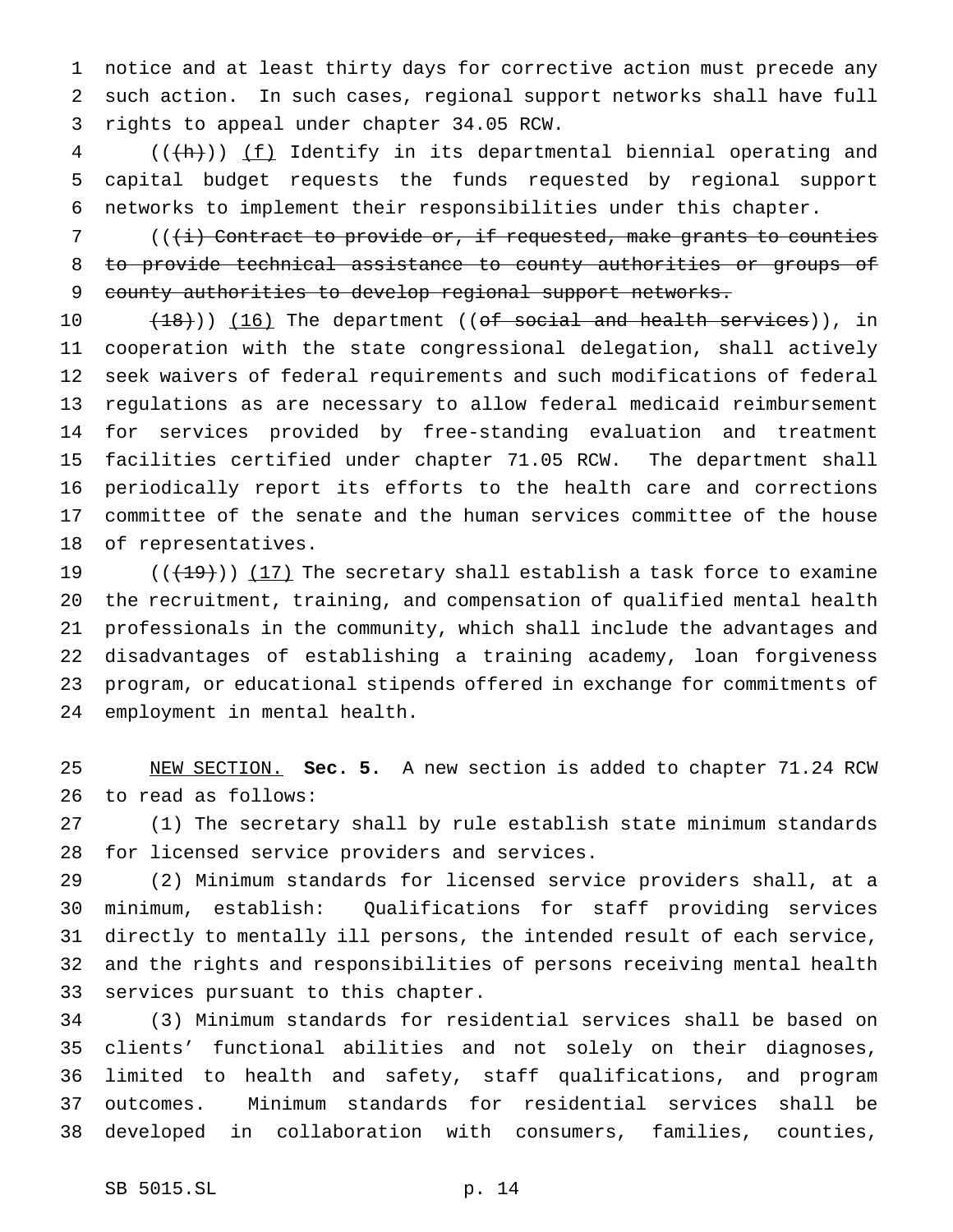notice and at least thirty days for corrective action must precede any such action. In such cases, regional support networks shall have full rights to appeal under chapter 34.05 RCW.

((~~(h)~~)) <u>(f)</u> Identify in its departmental biennial operating and capital budget requests the funds requested by regional support networks to implement their responsibilities under this chapter.

((~~(i) Contract to provide or, if requested, make grants to counties to provide technical assistance to county authorities or groups of county authorities to develop regional support networks.~~

~~(18)~~)) <u>(16)</u> The department ((~~of social and health services~~)), in cooperation with the state congressional delegation, shall actively seek waivers of federal requirements and such modifications of federal regulations as are necessary to allow federal medicaid reimbursement for services provided by free-standing evaluation and treatment facilities certified under chapter 71.05 RCW. The department shall periodically report its efforts to the health care and corrections committee of the senate and the human services committee of the house of representatives.

((~~(19)~~)) <u>(17)</u> The secretary shall establish a task force to examine the recruitment, training, and compensation of qualified mental health professionals in the community, which shall include the advantages and disadvantages of establishing a training academy, loan forgiveness program, or educational stipends offered in exchange for commitments of employment in mental health.

<u>NEW SECTION.</u> **Sec. 5.** A new section is added to chapter 71.24 RCW to read as follows:

(1) The secretary shall by rule establish state minimum standards for licensed service providers and services.

(2) Minimum standards for licensed service providers shall, at a minimum, establish: Qualifications for staff providing services directly to mentally ill persons, the intended result of each service, and the rights and responsibilities of persons receiving mental health services pursuant to this chapter.

(3) Minimum standards for residential services shall be based on clients' functional abilities and not solely on their diagnoses, limited to health and safety, staff qualifications, and program outcomes. Minimum standards for residential services shall be developed in collaboration with consumers, families, counties,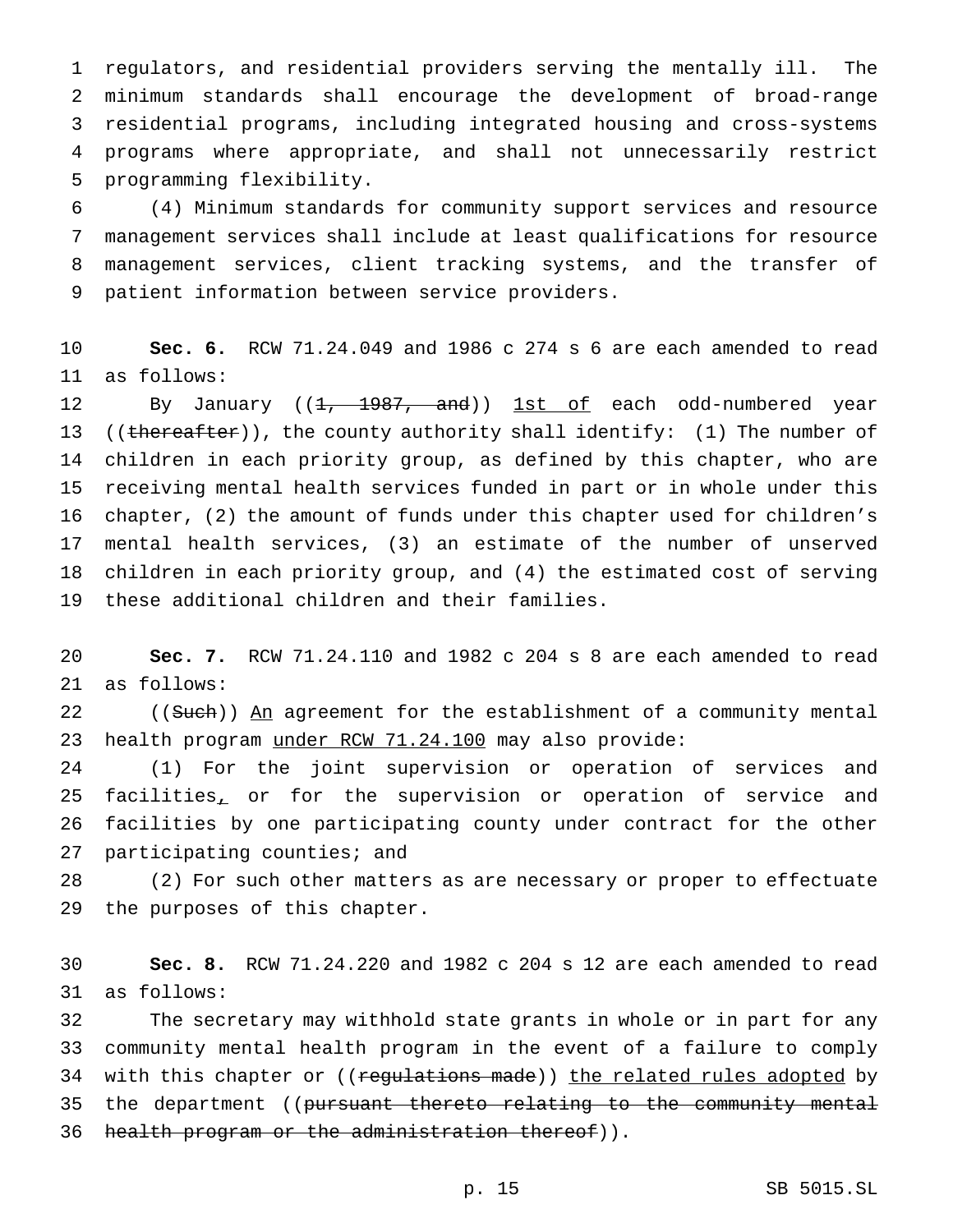regulators, and residential providers serving the mentally ill. The minimum standards shall encourage the development of broad-range residential programs, including integrated housing and cross-systems programs where appropriate, and shall not unnecessarily restrict programming flexibility.

(4) Minimum standards for community support services and resource management services shall include at least qualifications for resource management services, client tracking systems, and the transfer of patient information between service providers.

**Sec. 6.** RCW 71.24.049 and 1986 c 274 s 6 are each amended to read as follows:

By January ((~~1, 1987, and~~)) 1st of each odd-numbered year ((~~thereafter~~)), the county authority shall identify: (1) The number of children in each priority group, as defined by this chapter, who are receiving mental health services funded in part or in whole under this chapter, (2) the amount of funds under this chapter used for children's mental health services, (3) an estimate of the number of unserved children in each priority group, and (4) the estimated cost of serving these additional children and their families.

**Sec. 7.** RCW 71.24.110 and 1982 c 204 s 8 are each amended to read as follows:

((~~Such~~)) An agreement for the establishment of a community mental health program under RCW 71.24.100 may also provide:

(1) For the joint supervision or operation of services and facilities, or for the supervision or operation of service and facilities by one participating county under contract for the other participating counties; and

(2) For such other matters as are necessary or proper to effectuate the purposes of this chapter.

**Sec. 8.** RCW 71.24.220 and 1982 c 204 s 12 are each amended to read as follows:

The secretary may withhold state grants in whole or in part for any community mental health program in the event of a failure to comply with this chapter or ((~~regulations made~~)) the related rules adopted by the department ((~~pursuant thereto relating to the community mental health program or the administration thereof~~)).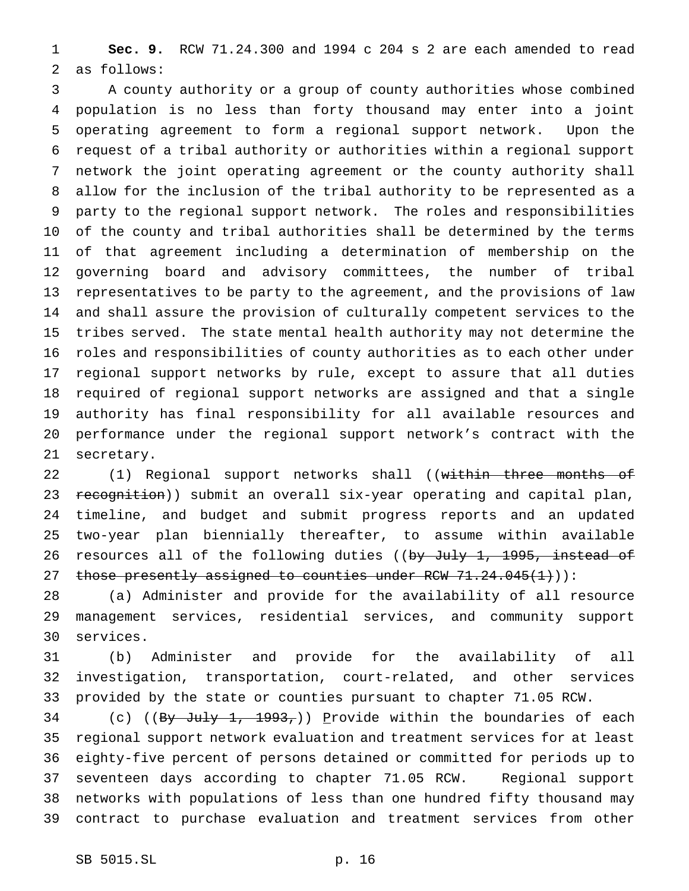**Sec. 9.** RCW 71.24.300 and 1994 c 204 s 2 are each amended to read as follows:

A county authority or a group of county authorities whose combined population is no less than forty thousand may enter into a joint operating agreement to form a regional support network. Upon the request of a tribal authority or authorities within a regional support network the joint operating agreement or the county authority shall allow for the inclusion of the tribal authority to be represented as a party to the regional support network. The roles and responsibilities of the county and tribal authorities shall be determined by the terms of that agreement including a determination of membership on the governing board and advisory committees, the number of tribal representatives to be party to the agreement, and the provisions of law and shall assure the provision of culturally competent services to the tribes served. The state mental health authority may not determine the roles and responsibilities of county authorities as to each other under regional support networks by rule, except to assure that all duties required of regional support networks are assigned and that a single authority has final responsibility for all available resources and performance under the regional support network's contract with the secretary.

(1) Regional support networks shall ((~~within three months of recognition~~)) submit an overall six-year operating and capital plan, timeline, and budget and submit progress reports and an updated two-year plan biennially thereafter, to assume within available resources all of the following duties ((~~by July 1, 1995, instead of those presently assigned to counties under RCW 71.24.045(1)~~)):

(a) Administer and provide for the availability of all resource management services, residential services, and community support services.

(b) Administer and provide for the availability of all investigation, transportation, court-related, and other services provided by the state or counties pursuant to chapter 71.05 RCW.

(c) ((~~By July 1, 1993,~~)) <u>P</u>rovide within the boundaries of each regional support network evaluation and treatment services for at least eighty-five percent of persons detained or committed for periods up to seventeen days according to chapter 71.05 RCW. Regional support networks with populations of less than one hundred fifty thousand may contract to purchase evaluation and treatment services from other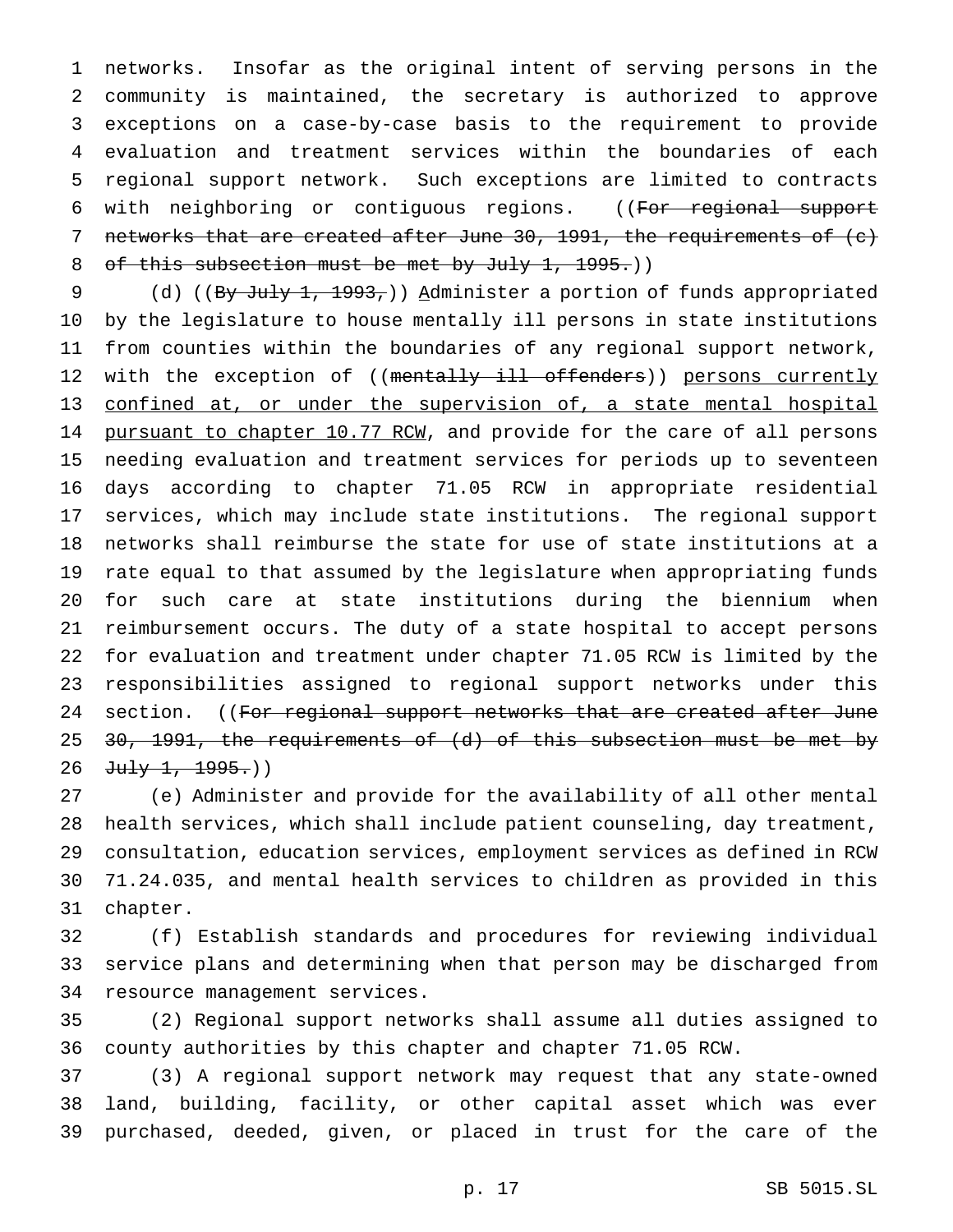networks. Insofar as the original intent of serving persons in the community is maintained, the secretary is authorized to approve exceptions on a case-by-case basis to the requirement to provide evaluation and treatment services within the boundaries of each regional support network. Such exceptions are limited to contracts with neighboring or contiguous regions. ((~~For regional support networks that are created after June 30, 1991, the requirements of (c) of this subsection must be met by July 1, 1995.~~))

(d) ((~~By July 1, 1993,~~)) Administer a portion of funds appropriated by the legislature to house mentally ill persons in state institutions from counties within the boundaries of any regional support network, with the exception of ((~~mentally ill offenders~~)) persons currently confined at, or under the supervision of, a state mental hospital pursuant to chapter 10.77 RCW, and provide for the care of all persons needing evaluation and treatment services for periods up to seventeen days according to chapter 71.05 RCW in appropriate residential services, which may include state institutions. The regional support networks shall reimburse the state for use of state institutions at a rate equal to that assumed by the legislature when appropriating funds for such care at state institutions during the biennium when reimbursement occurs. The duty of a state hospital to accept persons for evaluation and treatment under chapter 71.05 RCW is limited by the responsibilities assigned to regional support networks under this section. ((~~For regional support networks that are created after June 30, 1991, the requirements of (d) of this subsection must be met by July 1, 1995.~~))

(e) Administer and provide for the availability of all other mental health services, which shall include patient counseling, day treatment, consultation, education services, employment services as defined in RCW 71.24.035, and mental health services to children as provided in this chapter.

(f) Establish standards and procedures for reviewing individual service plans and determining when that person may be discharged from resource management services.

(2) Regional support networks shall assume all duties assigned to county authorities by this chapter and chapter 71.05 RCW.

(3) A regional support network may request that any state-owned land, building, facility, or other capital asset which was ever purchased, deeded, given, or placed in trust for the care of the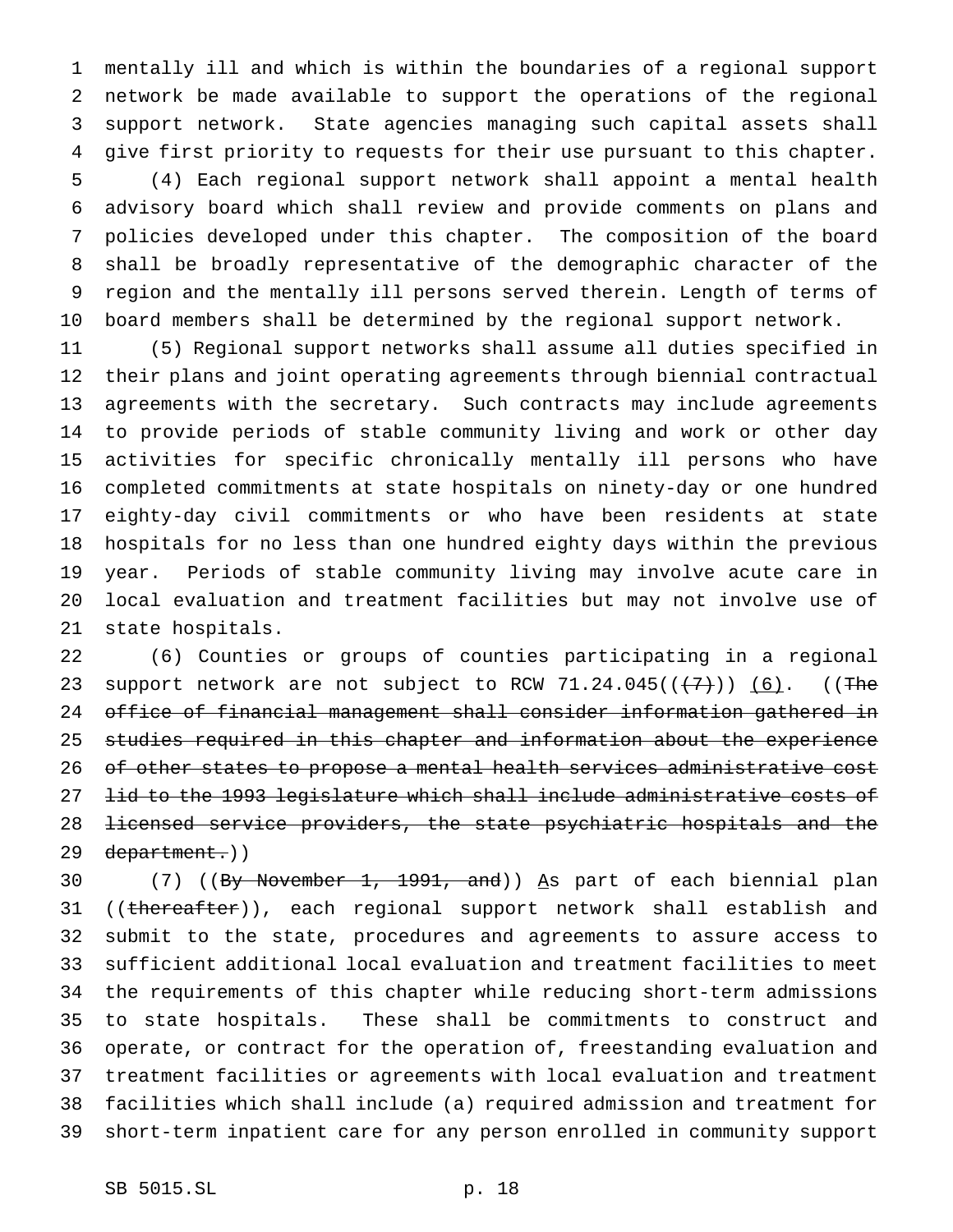mentally ill and which is within the boundaries of a regional support network be made available to support the operations of the regional support network. State agencies managing such capital assets shall give first priority to requests for their use pursuant to this chapter.

(4) Each regional support network shall appoint a mental health advisory board which shall review and provide comments on plans and policies developed under this chapter. The composition of the board shall be broadly representative of the demographic character of the region and the mentally ill persons served therein. Length of terms of board members shall be determined by the regional support network.

(5) Regional support networks shall assume all duties specified in their plans and joint operating agreements through biennial contractual agreements with the secretary. Such contracts may include agreements to provide periods of stable community living and work or other day activities for specific chronically mentally ill persons who have completed commitments at state hospitals on ninety-day or one hundred eighty-day civil commitments or who have been residents at state hospitals for no less than one hundred eighty days within the previous year. Periods of stable community living may involve acute care in local evaluation and treatment facilities but may not involve use of state hospitals.

(6) Counties or groups of counties participating in a regional support network are not subject to RCW 71.24.045((~~(7)~~)) <u>(6)</u>. ((~~The office of financial management shall consider information gathered in studies required in this chapter and information about the experience of other states to propose a mental health services administrative cost lid to the 1993 legislature which shall include administrative costs of licensed service providers, the state psychiatric hospitals and the department.~~))

(7) ((~~By November 1, 1991, and~~)) <u>A</u>s part of each biennial plan ((~~thereafter~~)), each regional support network shall establish and submit to the state, procedures and agreements to assure access to sufficient additional local evaluation and treatment facilities to meet the requirements of this chapter while reducing short-term admissions to state hospitals. These shall be commitments to construct and operate, or contract for the operation of, freestanding evaluation and treatment facilities or agreements with local evaluation and treatment facilities which shall include (a) required admission and treatment for short-term inpatient care for any person enrolled in community support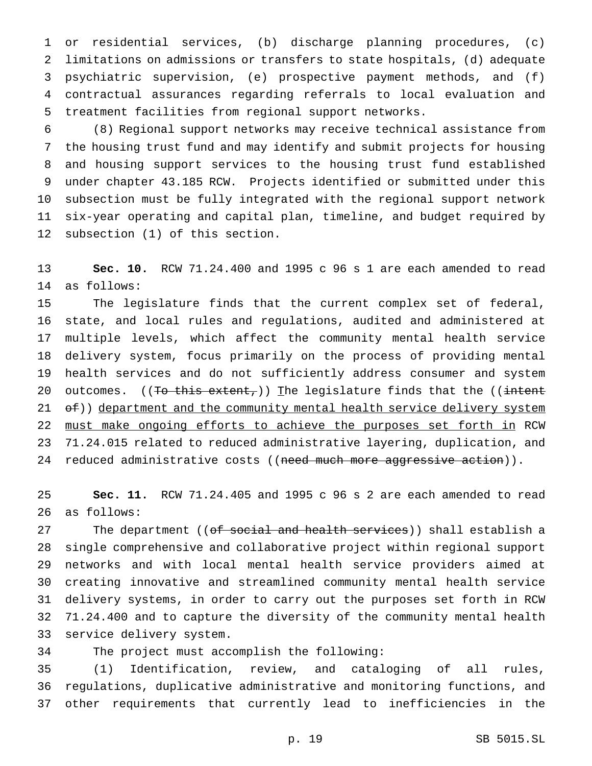or residential services, (b) discharge planning procedures, (c) limitations on admissions or transfers to state hospitals, (d) adequate psychiatric supervision, (e) prospective payment methods, and (f) contractual assurances regarding referrals to local evaluation and treatment facilities from regional support networks.

(8) Regional support networks may receive technical assistance from the housing trust fund and may identify and submit projects for housing and housing support services to the housing trust fund established under chapter 43.185 RCW. Projects identified or submitted under this subsection must be fully integrated with the regional support network six-year operating and capital plan, timeline, and budget required by subsection (1) of this section.

**Sec. 10.** RCW 71.24.400 and 1995 c 96 s 1 are each amended to read as follows:

The legislature finds that the current complex set of federal, state, and local rules and regulations, audited and administered at multiple levels, which affect the community mental health service delivery system, focus primarily on the process of providing mental health services and do not sufficiently address consumer and system outcomes. ((~~To this extent,~~)) <u>T</u>he legislature finds that the ((~~intent of~~)) <u>department and the community mental health service delivery system must make ongoing efforts to achieve the purposes set forth in</u> RCW 71.24.015 related to reduced administrative layering, duplication, and reduced administrative costs ((~~need much more aggressive action~~)).

**Sec. 11.** RCW 71.24.405 and 1995 c 96 s 2 are each amended to read as follows:

The department ((~~of social and health services~~)) shall establish a single comprehensive and collaborative project within regional support networks and with local mental health service providers aimed at creating innovative and streamlined community mental health service delivery systems, in order to carry out the purposes set forth in RCW 71.24.400 and to capture the diversity of the community mental health service delivery system.

The project must accomplish the following:

(1) Identification, review, and cataloging of all rules, regulations, duplicative administrative and monitoring functions, and other requirements that currently lead to inefficiencies in the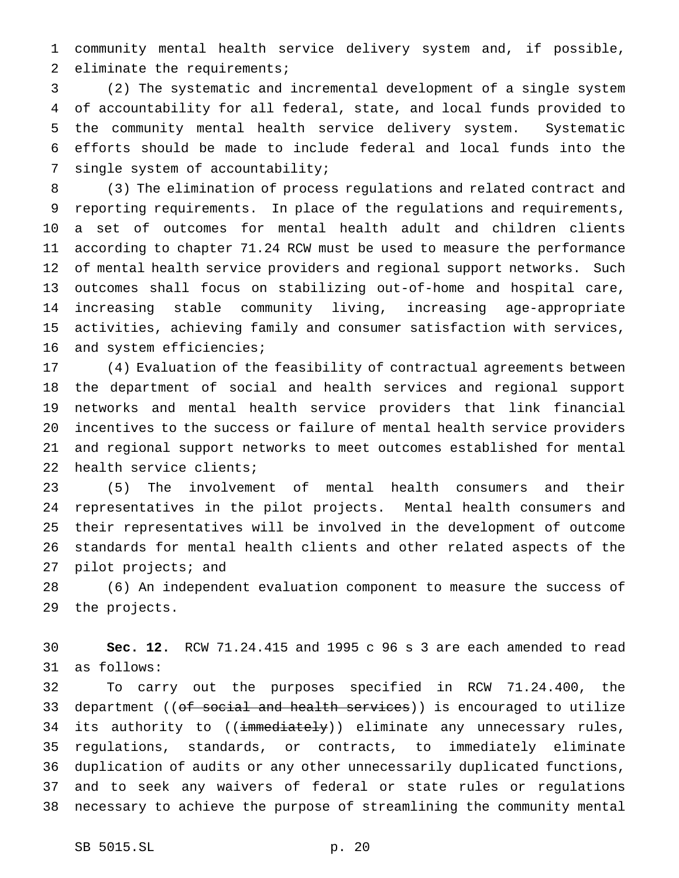community mental health service delivery system and, if possible, eliminate the requirements;

(2) The systematic and incremental development of a single system of accountability for all federal, state, and local funds provided to the community mental health service delivery system. Systematic efforts should be made to include federal and local funds into the single system of accountability;

(3) The elimination of process regulations and related contract and reporting requirements. In place of the regulations and requirements, a set of outcomes for mental health adult and children clients according to chapter 71.24 RCW must be used to measure the performance of mental health service providers and regional support networks. Such outcomes shall focus on stabilizing out-of-home and hospital care, increasing stable community living, increasing age-appropriate activities, achieving family and consumer satisfaction with services, and system efficiencies;

(4) Evaluation of the feasibility of contractual agreements between the department of social and health services and regional support networks and mental health service providers that link financial incentives to the success or failure of mental health service providers and regional support networks to meet outcomes established for mental health service clients;

(5) The involvement of mental health consumers and their representatives in the pilot projects. Mental health consumers and their representatives will be involved in the development of outcome standards for mental health clients and other related aspects of the pilot projects; and

(6) An independent evaluation component to measure the success of the projects.

**Sec. 12.** RCW 71.24.415 and 1995 c 96 s 3 are each amended to read as follows:

To carry out the purposes specified in RCW 71.24.400, the department ((~~of social and health services~~)) is encouraged to utilize its authority to ((~~immediately~~)) eliminate any unnecessary rules, regulations, standards, or contracts, to immediately eliminate duplication of audits or any other unnecessarily duplicated functions, and to seek any waivers of federal or state rules or regulations necessary to achieve the purpose of streamlining the community mental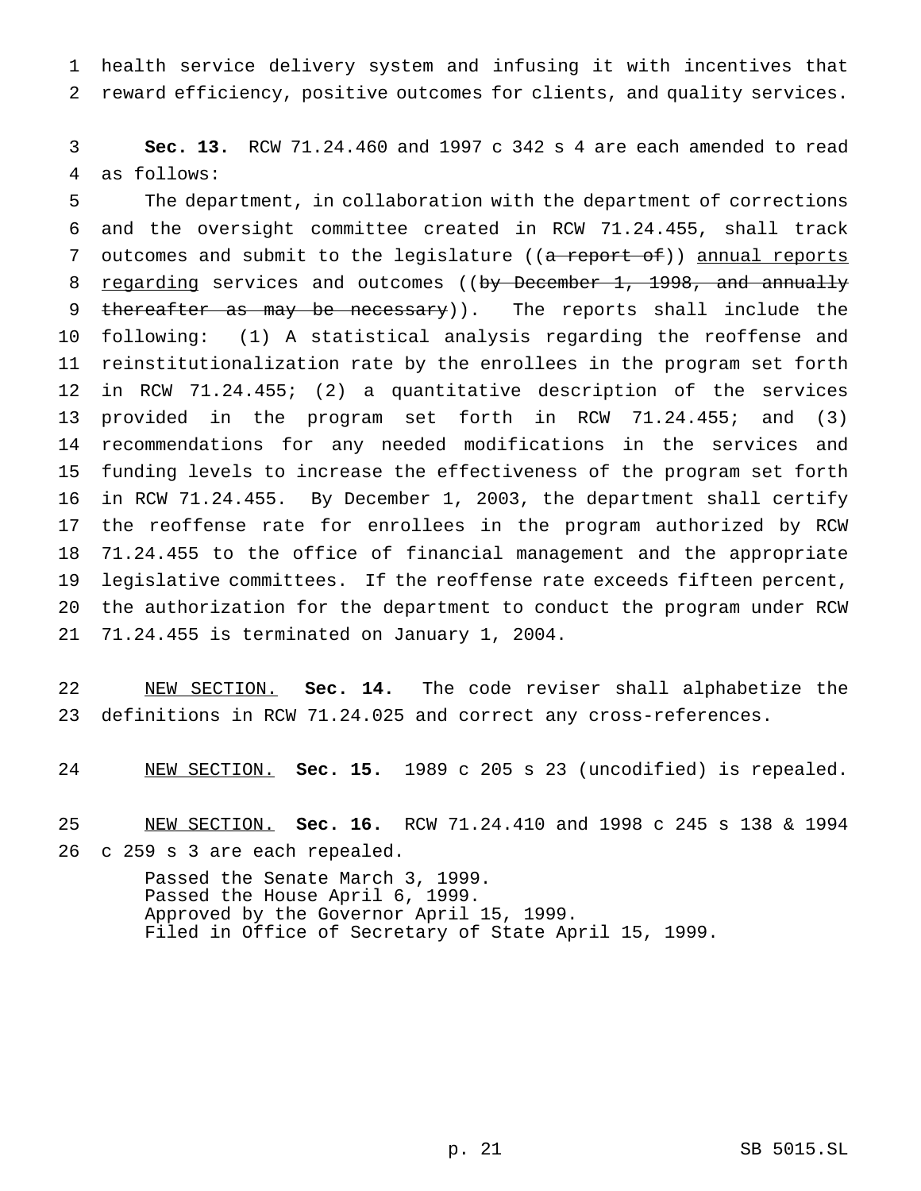health service delivery system and infusing it with incentives that reward efficiency, positive outcomes for clients, and quality services.

**Sec. 13.** RCW 71.24.460 and 1997 c 342 s 4 are each amended to read as follows:

The department, in collaboration with the department of corrections and the oversight committee created in RCW 71.24.455, shall track outcomes and submit to the legislature ((~~a report of~~)) <u>annual reports regarding</u> services and outcomes ((~~by December 1, 1998, and annually thereafter as may be necessary~~)). The reports shall include the following: (1) A statistical analysis regarding the reoffense and reinstitutionalization rate by the enrollees in the program set forth in RCW 71.24.455; (2) a quantitative description of the services provided in the program set forth in RCW 71.24.455; and (3) recommendations for any needed modifications in the services and funding levels to increase the effectiveness of the program set forth in RCW 71.24.455. By December 1, 2003, the department shall certify the reoffense rate for enrollees in the program authorized by RCW 71.24.455 to the office of financial management and the appropriate legislative committees. If the reoffense rate exceeds fifteen percent, the authorization for the department to conduct the program under RCW 71.24.455 is terminated on January 1, 2004.

<u>NEW SECTION.</u> **Sec. 14.** The code reviser shall alphabetize the definitions in RCW 71.24.025 and correct any cross-references.

<u>NEW SECTION.</u> **Sec. 15.** 1989 c 205 s 23 (uncodified) is repealed.

<u>NEW SECTION.</u> **Sec. 16.** RCW 71.24.410 and 1998 c 245 s 138 & 1994 c 259 s 3 are each repealed.

Passed the Senate March 3, 1999.
Passed the House April 6, 1999.
Approved by the Governor April 15, 1999.
Filed in Office of Secretary of State April 15, 1999.